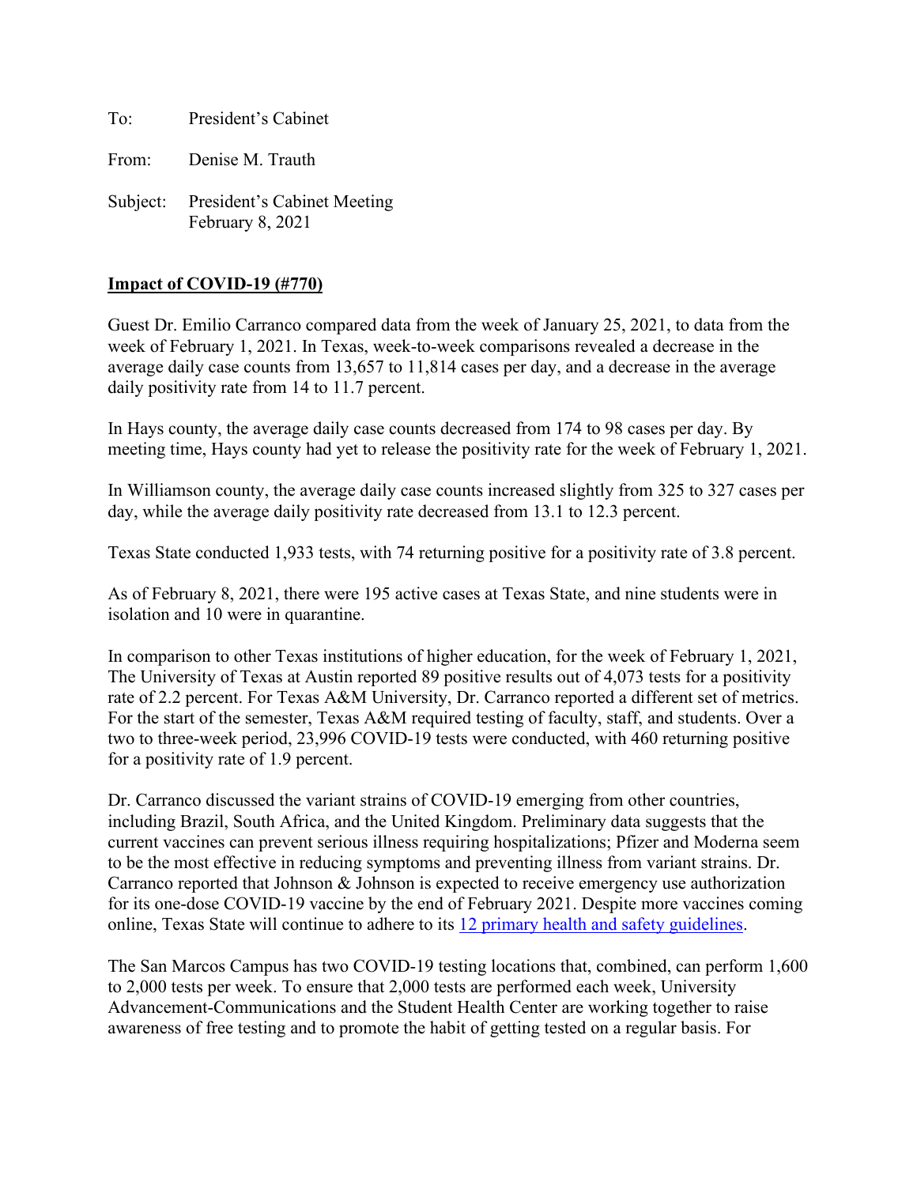To: President's Cabinet

From: Denise M. Trauth

Subject: President's Cabinet Meeting
February 8, 2021

**Impact of COVID-19 (#770)**

Guest Dr. Emilio Carranco compared data from the week of January 25, 2021, to data from the week of February 1, 2021. In Texas, week-to-week comparisons revealed a decrease in the average daily case counts from 13,657 to 11,814 cases per day, and a decrease in the average daily positivity rate from 14 to 11.7 percent.

In Hays county, the average daily case counts decreased from 174 to 98 cases per day. By meeting time, Hays county had yet to release the positivity rate for the week of February 1, 2021.

In Williamson county, the average daily case counts increased slightly from 325 to 327 cases per day, while the average daily positivity rate decreased from 13.1 to 12.3 percent.

Texas State conducted 1,933 tests, with 74 returning positive for a positivity rate of 3.8 percent.

As of February 8, 2021, there were 195 active cases at Texas State, and nine students were in isolation and 10 were in quarantine.

In comparison to other Texas institutions of higher education, for the week of February 1, 2021, The University of Texas at Austin reported 89 positive results out of 4,073 tests for a positivity rate of 2.2 percent. For Texas A&M University, Dr. Carranco reported a different set of metrics. For the start of the semester, Texas A&M required testing of faculty, staff, and students. Over a two to three-week period, 23,996 COVID-19 tests were conducted, with 460 returning positive for a positivity rate of 1.9 percent.

Dr. Carranco discussed the variant strains of COVID-19 emerging from other countries, including Brazil, South Africa, and the United Kingdom. Preliminary data suggests that the current vaccines can prevent serious illness requiring hospitalizations; Pfizer and Moderna seem to be the most effective in reducing symptoms and preventing illness from variant strains. Dr. Carranco reported that Johnson & Johnson is expected to receive emergency use authorization for its one-dose COVID-19 vaccine by the end of February 2021. Despite more vaccines coming online, Texas State will continue to adhere to its 12 primary health and safety guidelines.

The San Marcos Campus has two COVID-19 testing locations that, combined, can perform 1,600 to 2,000 tests per week. To ensure that 2,000 tests are performed each week, University Advancement-Communications and the Student Health Center are working together to raise awareness of free testing and to promote the habit of getting tested on a regular basis. For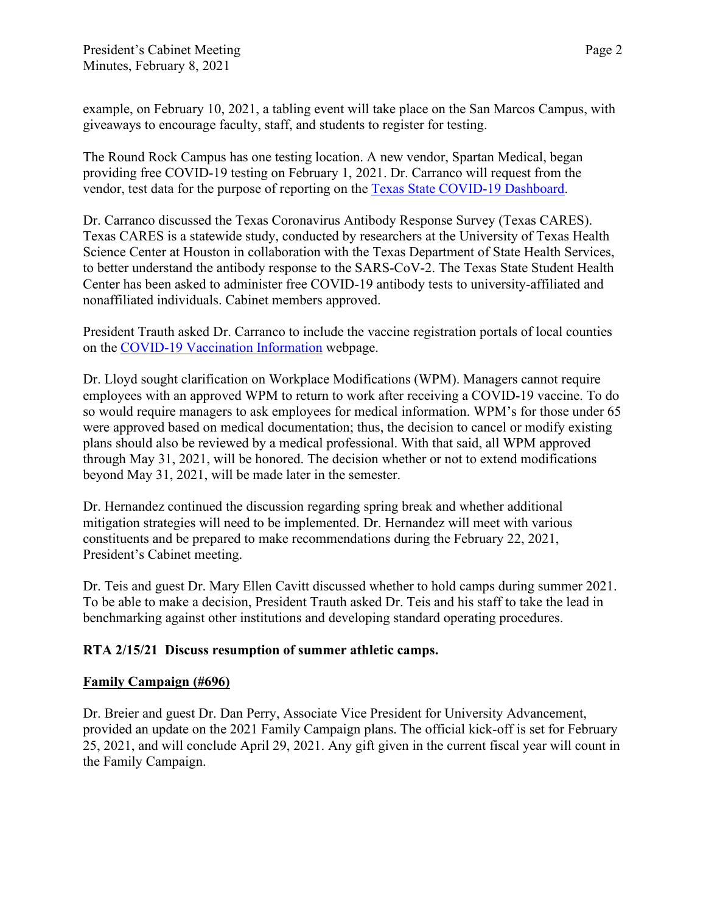example, on February 10, 2021, a tabling event will take place on the San Marcos Campus, with giveaways to encourage faculty, staff, and students to register for testing.

The Round Rock Campus has one testing location. A new vendor, Spartan Medical, began providing free COVID-19 testing on February 1, 2021. Dr. Carranco will request from the vendor, test data for the purpose of reporting on the [Texas State COVID-19 Dashboard](Texas State COVID-19 Dashboard).

Dr. Carranco discussed the Texas Coronavirus Antibody Response Survey (Texas CARES). Texas CARES is a statewide study, conducted by researchers at the University of Texas Health Science Center at Houston in collaboration with the Texas Department of State Health Services, to better understand the antibody response to the SARS-CoV-2. The Texas State Student Health Center has been asked to administer free COVID-19 antibody tests to university-affiliated and nonaffiliated individuals. Cabinet members approved.

President Trauth asked Dr. Carranco to include the vaccine registration portals of local counties on the [COVID-19 Vaccination Information](COVID-19 Vaccination Information) webpage.

Dr. Lloyd sought clarification on Workplace Modifications (WPM). Managers cannot require employees with an approved WPM to return to work after receiving a COVID-19 vaccine. To do so would require managers to ask employees for medical information. WPM's for those under 65 were approved based on medical documentation; thus, the decision to cancel or modify existing plans should also be reviewed by a medical professional. With that said, all WPM approved through May 31, 2021, will be honored. The decision whether or not to extend modifications beyond May 31, 2021, will be made later in the semester.

Dr. Hernandez continued the discussion regarding spring break and whether additional mitigation strategies will need to be implemented. Dr. Hernandez will meet with various constituents and be prepared to make recommendations during the February 22, 2021, President's Cabinet meeting.

Dr. Teis and guest Dr. Mary Ellen Cavitt discussed whether to hold camps during summer 2021. To be able to make a decision, President Trauth asked Dr. Teis and his staff to take the lead in benchmarking against other institutions and developing standard operating procedures.

**RTA 2/15/21 Discuss resumption of summer athletic camps.**

**Family Campaign (#696)**

Dr. Breier and guest Dr. Dan Perry, Associate Vice President for University Advancement, provided an update on the 2021 Family Campaign plans. The official kick-off is set for February 25, 2021, and will conclude April 29, 2021. Any gift given in the current fiscal year will count in the Family Campaign.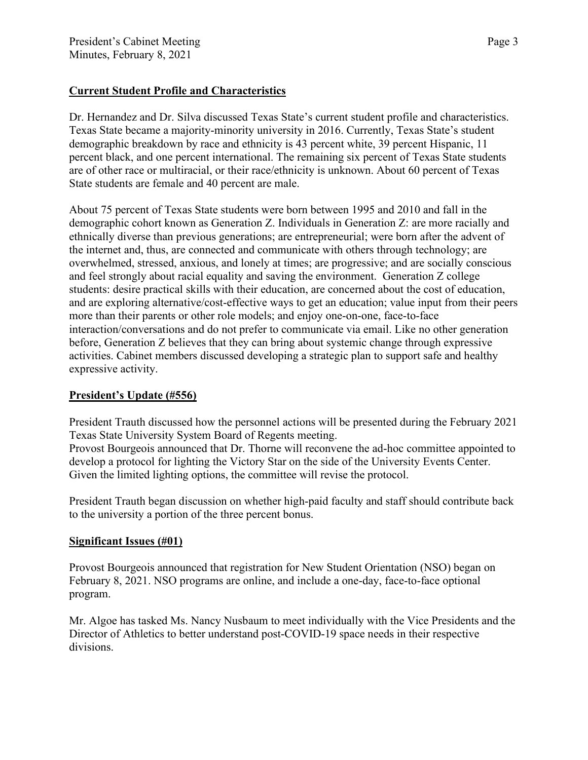## Current Student Profile and Characteristics

Dr. Hernandez and Dr. Silva discussed Texas State's current student profile and characteristics. Texas State became a majority-minority university in 2016. Currently, Texas State's student demographic breakdown by race and ethnicity is 43 percent white, 39 percent Hispanic, 11 percent black, and one percent international. The remaining six percent of Texas State students are of other race or multiracial, or their race/ethnicity is unknown. About 60 percent of Texas State students are female and 40 percent are male.

About 75 percent of Texas State students were born between 1995 and 2010 and fall in the demographic cohort known as Generation Z. Individuals in Generation Z: are more racially and ethnically diverse than previous generations; are entrepreneurial; were born after the advent of the internet and, thus, are connected and communicate with others through technology; are overwhelmed, stressed, anxious, and lonely at times; are progressive; and are socially conscious and feel strongly about racial equality and saving the environment. Generation Z college students: desire practical skills with their education, are concerned about the cost of education, and are exploring alternative/cost-effective ways to get an education; value input from their peers more than their parents or other role models; and enjoy one-on-one, face-to-face interaction/conversations and do not prefer to communicate via email. Like no other generation before, Generation Z believes that they can bring about systemic change through expressive activities. Cabinet members discussed developing a strategic plan to support safe and healthy expressive activity.

## President's Update (#556)

President Trauth discussed how the personnel actions will be presented during the February 2021 Texas State University System Board of Regents meeting.
Provost Bourgeois announced that Dr. Thorne will reconvene the ad-hoc committee appointed to develop a protocol for lighting the Victory Star on the side of the University Events Center. Given the limited lighting options, the committee will revise the protocol.

President Trauth began discussion on whether high-paid faculty and staff should contribute back to the university a portion of the three percent bonus.

## Significant Issues (#01)

Provost Bourgeois announced that registration for New Student Orientation (NSO) began on February 8, 2021. NSO programs are online, and include a one-day, face-to-face optional program.

Mr. Algoe has tasked Ms. Nancy Nusbaum to meet individually with the Vice Presidents and the Director of Athletics to better understand post-COVID-19 space needs in their respective divisions.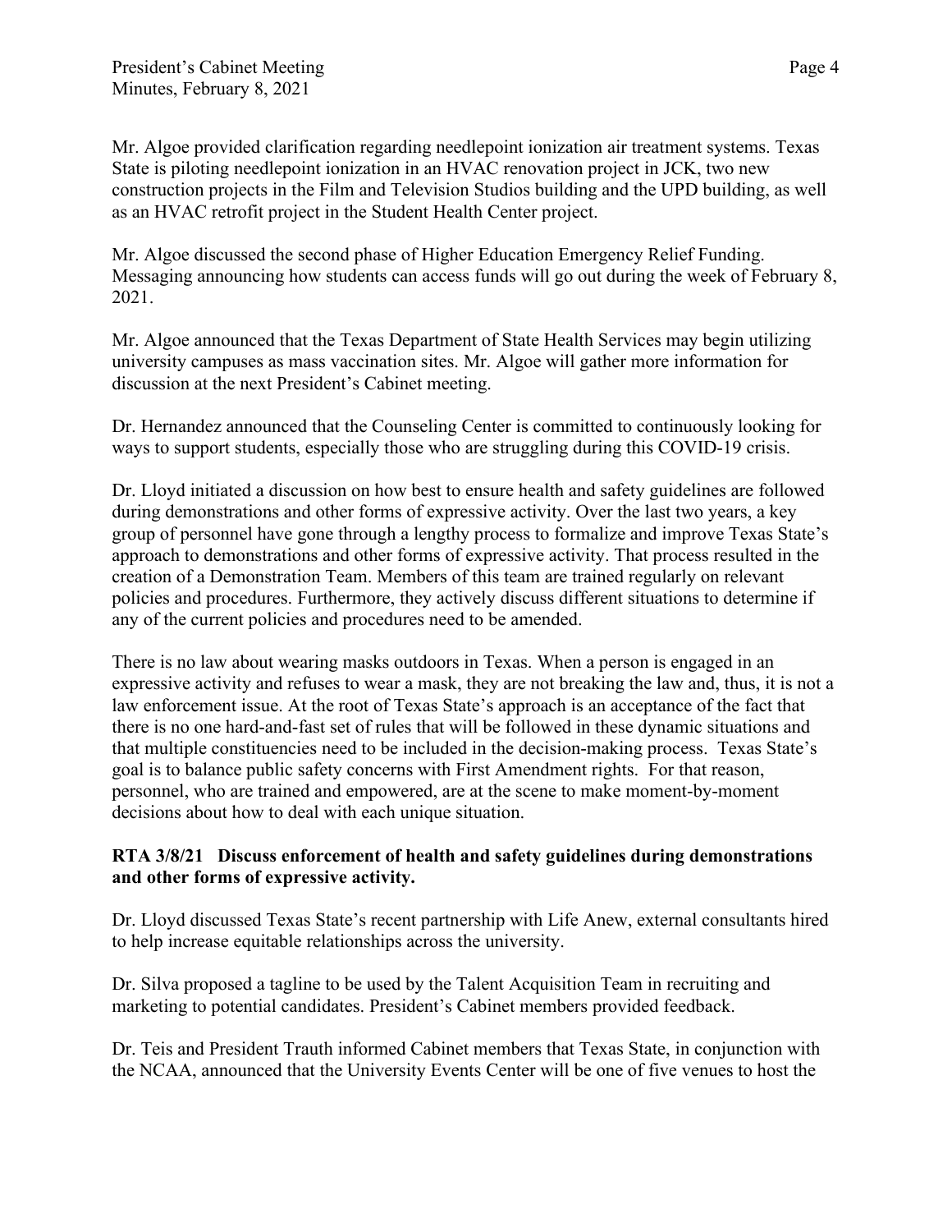Mr. Algoe provided clarification regarding needlepoint ionization air treatment systems. Texas State is piloting needlepoint ionization in an HVAC renovation project in JCK, two new construction projects in the Film and Television Studios building and the UPD building, as well as an HVAC retrofit project in the Student Health Center project.

Mr. Algoe discussed the second phase of Higher Education Emergency Relief Funding. Messaging announcing how students can access funds will go out during the week of February 8, 2021.

Mr. Algoe announced that the Texas Department of State Health Services may begin utilizing university campuses as mass vaccination sites. Mr. Algoe will gather more information for discussion at the next President's Cabinet meeting.

Dr. Hernandez announced that the Counseling Center is committed to continuously looking for ways to support students, especially those who are struggling during this COVID-19 crisis.

Dr. Lloyd initiated a discussion on how best to ensure health and safety guidelines are followed during demonstrations and other forms of expressive activity. Over the last two years, a key group of personnel have gone through a lengthy process to formalize and improve Texas State's approach to demonstrations and other forms of expressive activity. That process resulted in the creation of a Demonstration Team. Members of this team are trained regularly on relevant policies and procedures. Furthermore, they actively discuss different situations to determine if any of the current policies and procedures need to be amended.

There is no law about wearing masks outdoors in Texas. When a person is engaged in an expressive activity and refuses to wear a mask, they are not breaking the law and, thus, it is not a law enforcement issue. At the root of Texas State's approach is an acceptance of the fact that there is no one hard-and-fast set of rules that will be followed in these dynamic situations and that multiple constituencies need to be included in the decision-making process. Texas State's goal is to balance public safety concerns with First Amendment rights. For that reason, personnel, who are trained and empowered, are at the scene to make moment-by-moment decisions about how to deal with each unique situation.

**RTA 3/8/21 Discuss enforcement of health and safety guidelines during demonstrations and other forms of expressive activity.**

Dr. Lloyd discussed Texas State's recent partnership with Life Anew, external consultants hired to help increase equitable relationships across the university.

Dr. Silva proposed a tagline to be used by the Talent Acquisition Team in recruiting and marketing to potential candidates. President's Cabinet members provided feedback.

Dr. Teis and President Trauth informed Cabinet members that Texas State, in conjunction with the NCAA, announced that the University Events Center will be one of five venues to host the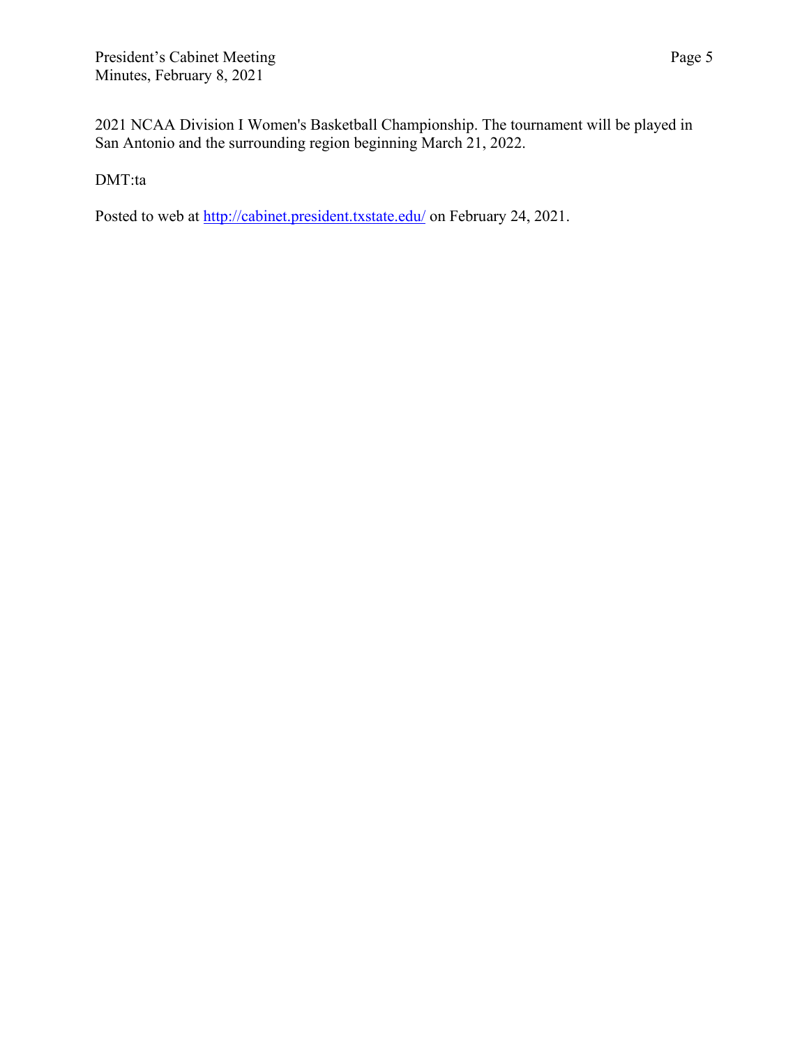2021 NCAA Division I Women's Basketball Championship. The tournament will be played in San Antonio and the surrounding region beginning March 21, 2022.

DMT:ta

Posted to web at http://cabinet.president.txstate.edu/ on February 24, 2021.